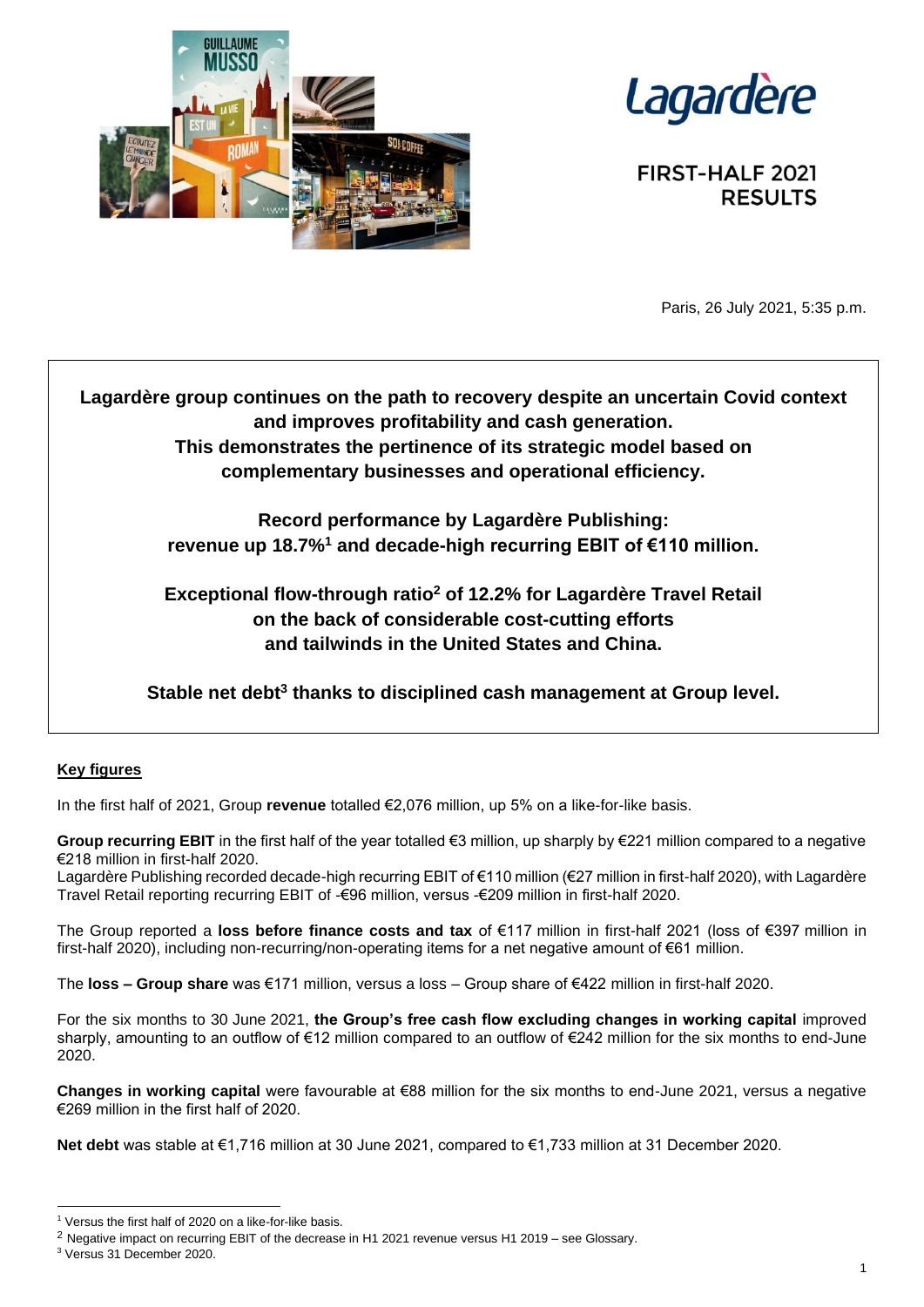Lagardère

# FIRST-HALF 2021 RESULTS

Paris, 26 July 2021, 5:35 p.m.

**Lagardère group continues on the path to recovery despite an uncertain Covid context and improves profitability and cash generation.**
**This demonstrates the pertinence of its strategic model based on complementary businesses and operational efficiency.**

**Record performance by Lagardère Publishing:**
**revenue up 18.7%[1] and decade-high recurring EBIT of €110 million.**

**Exceptional flow-through ratio[2] of 12.2% for Lagardère Travel Retail on the back of considerable cost-cutting efforts and tailwinds in the United States and China.**

**Stable net debt[3] thanks to disciplined cash management at Group level.**

## Key figures

In the first half of 2021, Group **revenue** totalled €2,076 million, up 5% on a like-for-like basis.

**Group recurring EBIT** in the first half of the year totalled €3 million, up sharply by €221 million compared to a negative €218 million in first-half 2020.
Lagardère Publishing recorded decade-high recurring EBIT of €110 million (€27 million in first-half 2020), with Lagardère Travel Retail reporting recurring EBIT of -€96 million, versus -€209 million in first-half 2020.

The Group reported a **loss before finance costs and tax** of €117 million in first-half 2021 (loss of €397 million in first-half 2020), including non-recurring/non-operating items for a net negative amount of €61 million.

The **loss – Group share** was €171 million, versus a loss – Group share of €422 million in first-half 2020.

For the six months to 30 June 2021, **the Group's free cash flow excluding changes in working capital** improved sharply, amounting to an outflow of €12 million compared to an outflow of €242 million for the six months to end-June 2020.

**Changes in working capital** were favourable at €88 million for the six months to end-June 2021, versus a negative €269 million in the first half of 2020.

**Net debt** was stable at €1,716 million at 30 June 2021, compared to €1,733 million at 31 December 2020.

---

[1] Versus the first half of 2020 on a like-for-like basis.
[2] Negative impact on recurring EBIT of the decrease in H1 2021 revenue versus H1 2019 – see Glossary.
[3] Versus 31 December 2020.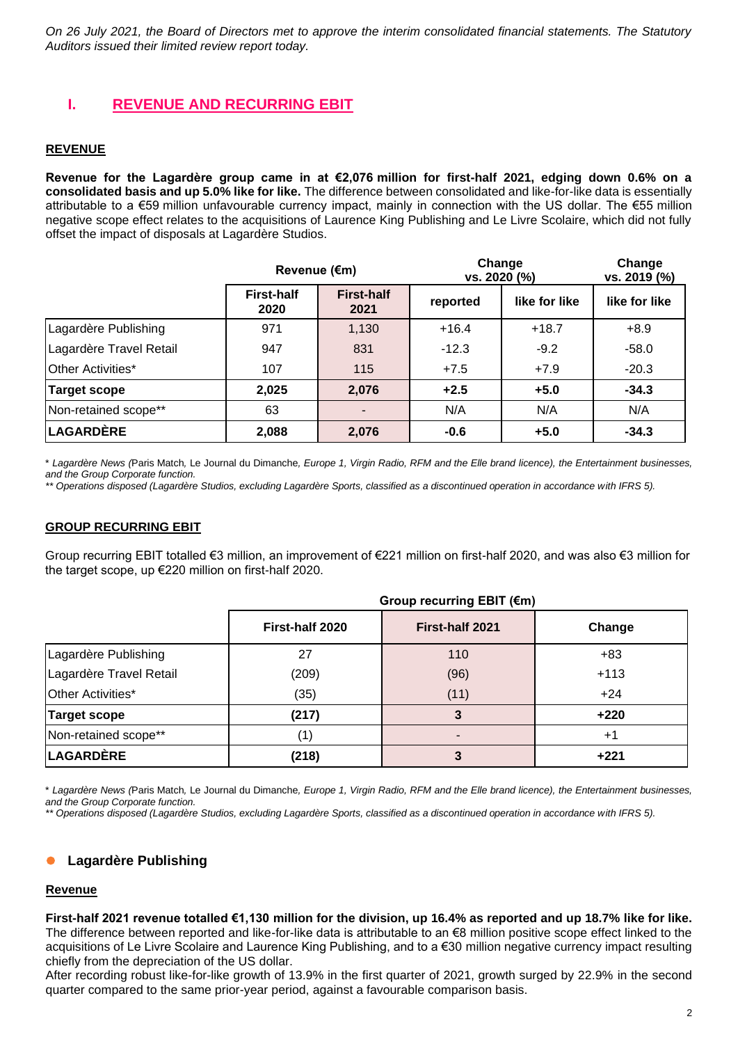*On 26 July 2021, the Board of Directors met to approve the interim consolidated financial statements. The Statutory Auditors issued their limited review report today.*

## I. REVENUE AND RECURRING EBIT

### REVENUE

**Revenue for the Lagardère group came in at €2,076 million for first-half 2021, edging down 0.6% on a consolidated basis and up 5.0% like for like.** The difference between consolidated and like-for-like data is essentially attributable to a €59 million unfavourable currency impact, mainly in connection with the US dollar. The €55 million negative scope effect relates to the acquisitions of Laurence King Publishing and Le Livre Scolaire, which did not fully offset the impact of disposals at Lagardère Studios.

| | Revenue (€m) | | Change vs. 2020 (%) | | Change vs. 2019 (%) |
|---|---|---|---|---|---|
| | First-half 2020 | First-half 2021 | reported | like for like | like for like |
| Lagardère Publishing | 971 | 1,130 | +16.4 | +18.7 | +8.9 |
| Lagardère Travel Retail | 947 | 831 | -12.3 | -9.2 | -58.0 |
| Other Activities* | 107 | 115 | +7.5 | +7.9 | -20.3 |
| **Target scope** | **2,025** | **2,076** | **+2.5** | **+5.0** | **-34.3** |
| Non-retained scope** | 63 | - | N/A | N/A | N/A |
| **LAGARDÈRE** | **2,088** | **2,076** | **-0.6** | **+5.0** | **-34.3** |

\* *Lagardère News (*Paris Match*,* Le Journal du Dimanche*, Europe 1, Virgin Radio, RFM and the Elle brand licence), the Entertainment businesses, and the Group Corporate function.*

*\*\* Operations disposed (Lagardère Studios, excluding Lagardère Sports, classified as a discontinued operation in accordance with IFRS 5).*

### GROUP RECURRING EBIT

Group recurring EBIT totalled €3 million, an improvement of €221 million on first-half 2020, and was also €3 million for the target scope, up €220 million on first-half 2020.

| | Group recurring EBIT (€m) | | |
|---|---|---|---|
| | First-half 2020 | First-half 2021 | Change |
| Lagardère Publishing | 27 | 110 | +83 |
| Lagardère Travel Retail | (209) | (96) | +113 |
| Other Activities* | (35) | (11) | +24 |
| **Target scope** | **(217)** | **3** | **+220** |
| Non-retained scope** | (1) | - | +1 |
| **LAGARDÈRE** | **(218)** | **3** | **+221** |

\* *Lagardère News (*Paris Match*,* Le Journal du Dimanche*, Europe 1, Virgin Radio, RFM and the Elle brand licence), the Entertainment businesses, and the Group Corporate function.*

*\*\* Operations disposed (Lagardère Studios, excluding Lagardère Sports, classified as a discontinued operation in accordance with IFRS 5).*

- **Lagardère Publishing**

**Revenue**

**First-half 2021 revenue totalled €1,130 million for the division, up 16.4% as reported and up 18.7% like for like.** The difference between reported and like-for-like data is attributable to an €8 million positive scope effect linked to the acquisitions of Le Livre Scolaire and Laurence King Publishing, and to a €30 million negative currency impact resulting chiefly from the depreciation of the US dollar.

After recording robust like-for-like growth of 13.9% in the first quarter of 2021, growth surged by 22.9% in the second quarter compared to the same prior-year period, against a favourable comparison basis.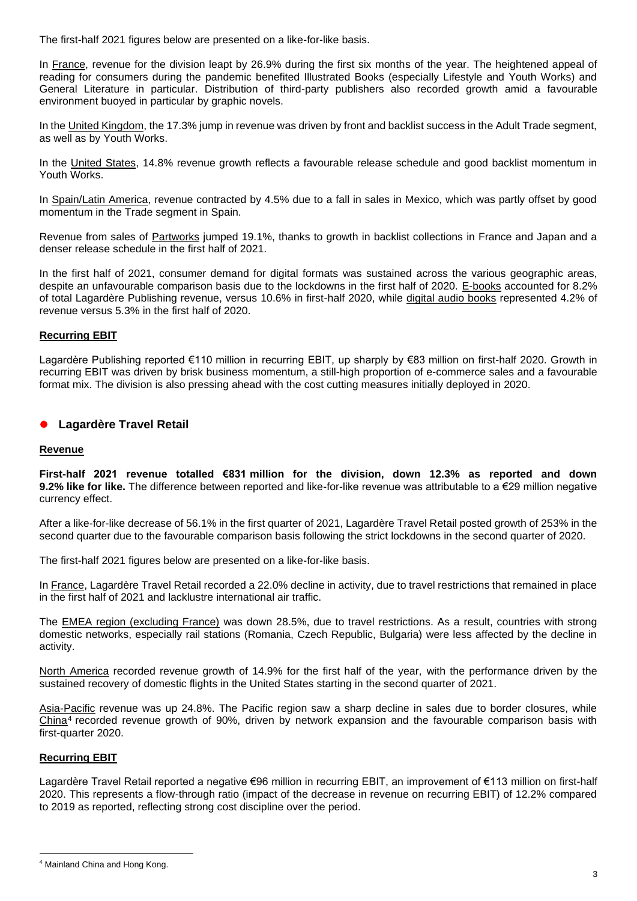The first-half 2021 figures below are presented on a like-for-like basis.

In France, revenue for the division leapt by 26.9% during the first six months of the year. The heightened appeal of reading for consumers during the pandemic benefited Illustrated Books (especially Lifestyle and Youth Works) and General Literature in particular. Distribution of third-party publishers also recorded growth amid a favourable environment buoyed in particular by graphic novels.

In the United Kingdom, the 17.3% jump in revenue was driven by front and backlist success in the Adult Trade segment, as well as by Youth Works.

In the United States, 14.8% revenue growth reflects a favourable release schedule and good backlist momentum in Youth Works.

In Spain/Latin America, revenue contracted by 4.5% due to a fall in sales in Mexico, which was partly offset by good momentum in the Trade segment in Spain.

Revenue from sales of Partworks jumped 19.1%, thanks to growth in backlist collections in France and Japan and a denser release schedule in the first half of 2021.

In the first half of 2021, consumer demand for digital formats was sustained across the various geographic areas, despite an unfavourable comparison basis due to the lockdowns in the first half of 2020. E-books accounted for 8.2% of total Lagardère Publishing revenue, versus 10.6% in first-half 2020, while digital audio books represented 4.2% of revenue versus 5.3% in the first half of 2020.

**Recurring EBIT**

Lagardère Publishing reported €110 million in recurring EBIT, up sharply by €83 million on first-half 2020. Growth in recurring EBIT was driven by brisk business momentum, a still-high proportion of e-commerce sales and a favourable format mix. The division is also pressing ahead with the cost cutting measures initially deployed in 2020.

## Lagardère Travel Retail

**Revenue**

**First-half 2021 revenue totalled €831 million for the division, down 12.3% as reported and down 9.2% like for like.** The difference between reported and like-for-like revenue was attributable to a €29 million negative currency effect.

After a like-for-like decrease of 56.1% in the first quarter of 2021, Lagardère Travel Retail posted growth of 253% in the second quarter due to the favourable comparison basis following the strict lockdowns in the second quarter of 2020.

The first-half 2021 figures below are presented on a like-for-like basis.

In France, Lagardère Travel Retail recorded a 22.0% decline in activity, due to travel restrictions that remained in place in the first half of 2021 and lacklustre international air traffic.

The EMEA region (excluding France) was down 28.5%, due to travel restrictions. As a result, countries with strong domestic networks, especially rail stations (Romania, Czech Republic, Bulgaria) were less affected by the decline in activity.

North America recorded revenue growth of 14.9% for the first half of the year, with the performance driven by the sustained recovery of domestic flights in the United States starting in the second quarter of 2021.

Asia-Pacific revenue was up 24.8%. The Pacific region saw a sharp decline in sales due to border closures, while China[4] recorded revenue growth of 90%, driven by network expansion and the favourable comparison basis with first-quarter 2020.

**Recurring EBIT**

Lagardère Travel Retail reported a negative €96 million in recurring EBIT, an improvement of €113 million on first-half 2020. This represents a flow-through ratio (impact of the decrease in revenue on recurring EBIT) of 12.2% compared to 2019 as reported, reflecting strong cost discipline over the period.

[4] Mainland China and Hong Kong.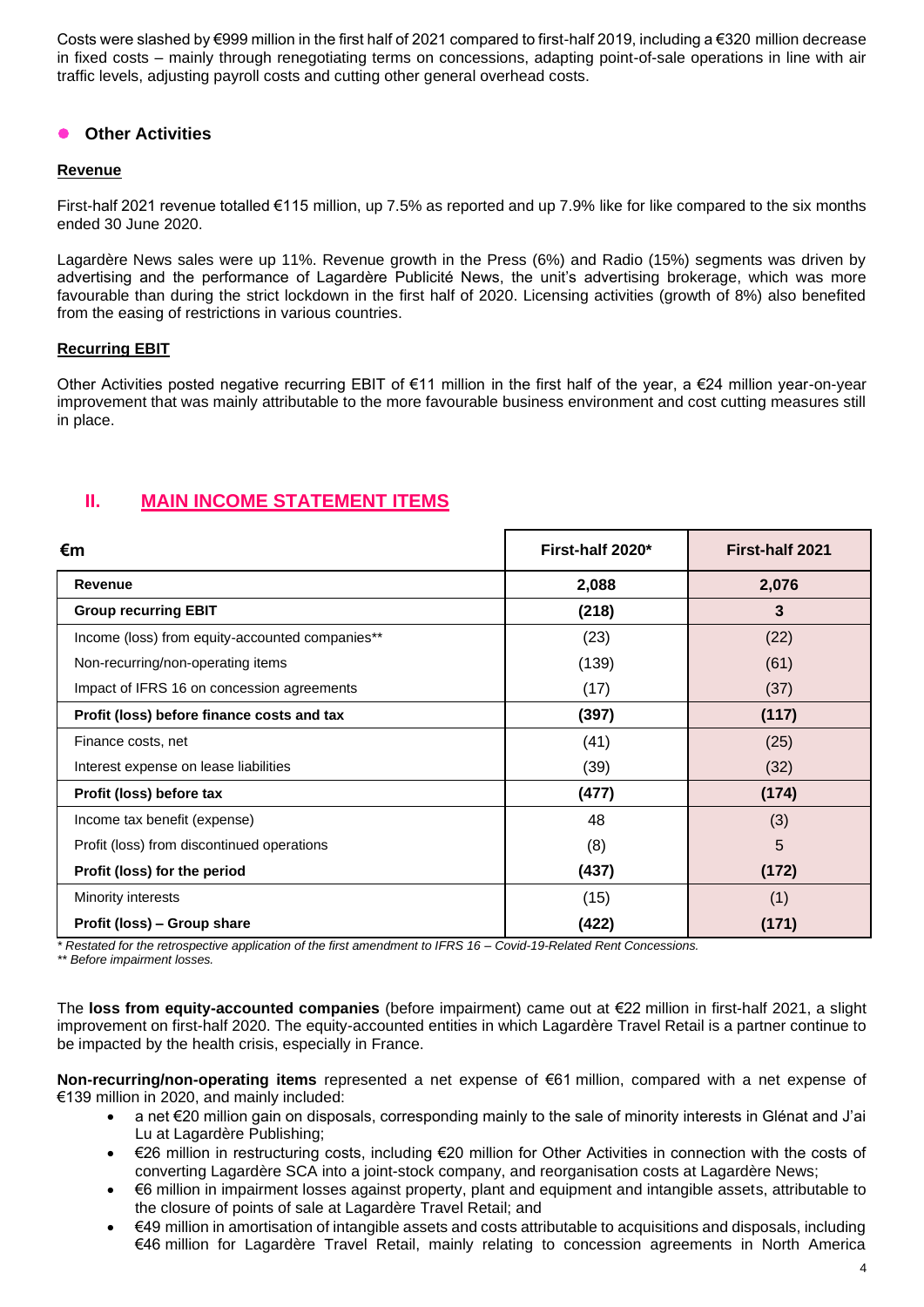Costs were slashed by €999 million in the first half of 2021 compared to first-half 2019, including a €320 million decrease in fixed costs – mainly through renegotiating terms on concessions, adapting point-of-sale operations in line with air traffic levels, adjusting payroll costs and cutting other general overhead costs.

### Other Activities

**Revenue**

First-half 2021 revenue totalled €115 million, up 7.5% as reported and up 7.9% like for like compared to the six months ended 30 June 2020.

Lagardère News sales were up 11%. Revenue growth in the Press (6%) and Radio (15%) segments was driven by advertising and the performance of Lagardère Publicité News, the unit's advertising brokerage, which was more favourable than during the strict lockdown in the first half of 2020. Licensing activities (growth of 8%) also benefited from the easing of restrictions in various countries.

**Recurring EBIT**

Other Activities posted negative recurring EBIT of €11 million in the first half of the year, a €24 million year-on-year improvement that was mainly attributable to the more favourable business environment and cost cutting measures still in place.

## II. MAIN INCOME STATEMENT ITEMS

| €m | First-half 2020* | First-half 2021 |
|---|---|---|
| **Revenue** | **2,088** | **2,076** |
| **Group recurring EBIT** | **(218)** | **3** |
| Income (loss) from equity-accounted companies** | (23) | (22) |
| Non-recurring/non-operating items | (139) | (61) |
| Impact of IFRS 16 on concession agreements | (17) | (37) |
| **Profit (loss) before finance costs and tax** | **(397)** | **(117)** |
| Finance costs, net | (41) | (25) |
| Interest expense on lease liabilities | (39) | (32) |
| **Profit (loss) before tax** | **(477)** | **(174)** |
| Income tax benefit (expense) | 48 | (3) |
| Profit (loss) from discontinued operations | (8) | 5 |
| **Profit (loss) for the period** | **(437)** | **(172)** |
| Minority interests | (15) | (1) |
| **Profit (loss) – Group share** | **(422)** | **(171)** |

*\* Restated for the retrospective application of the first amendment to IFRS 16 – Covid-19-Related Rent Concessions.*
*\*\* Before impairment losses.*

The **loss from equity-accounted companies** (before impairment) came out at €22 million in first-half 2021, a slight improvement on first-half 2020. The equity-accounted entities in which Lagardère Travel Retail is a partner continue to be impacted by the health crisis, especially in France.

**Non-recurring/non-operating items** represented a net expense of €61 million, compared with a net expense of €139 million in 2020, and mainly included:

- a net €20 million gain on disposals, corresponding mainly to the sale of minority interests in Glénat and J'ai Lu at Lagardère Publishing;
- €26 million in restructuring costs, including €20 million for Other Activities in connection with the costs of converting Lagardère SCA into a joint-stock company, and reorganisation costs at Lagardère News;
- €6 million in impairment losses against property, plant and equipment and intangible assets, attributable to the closure of points of sale at Lagardère Travel Retail; and
- €49 million in amortisation of intangible assets and costs attributable to acquisitions and disposals, including €46 million for Lagardère Travel Retail, mainly relating to concession agreements in North America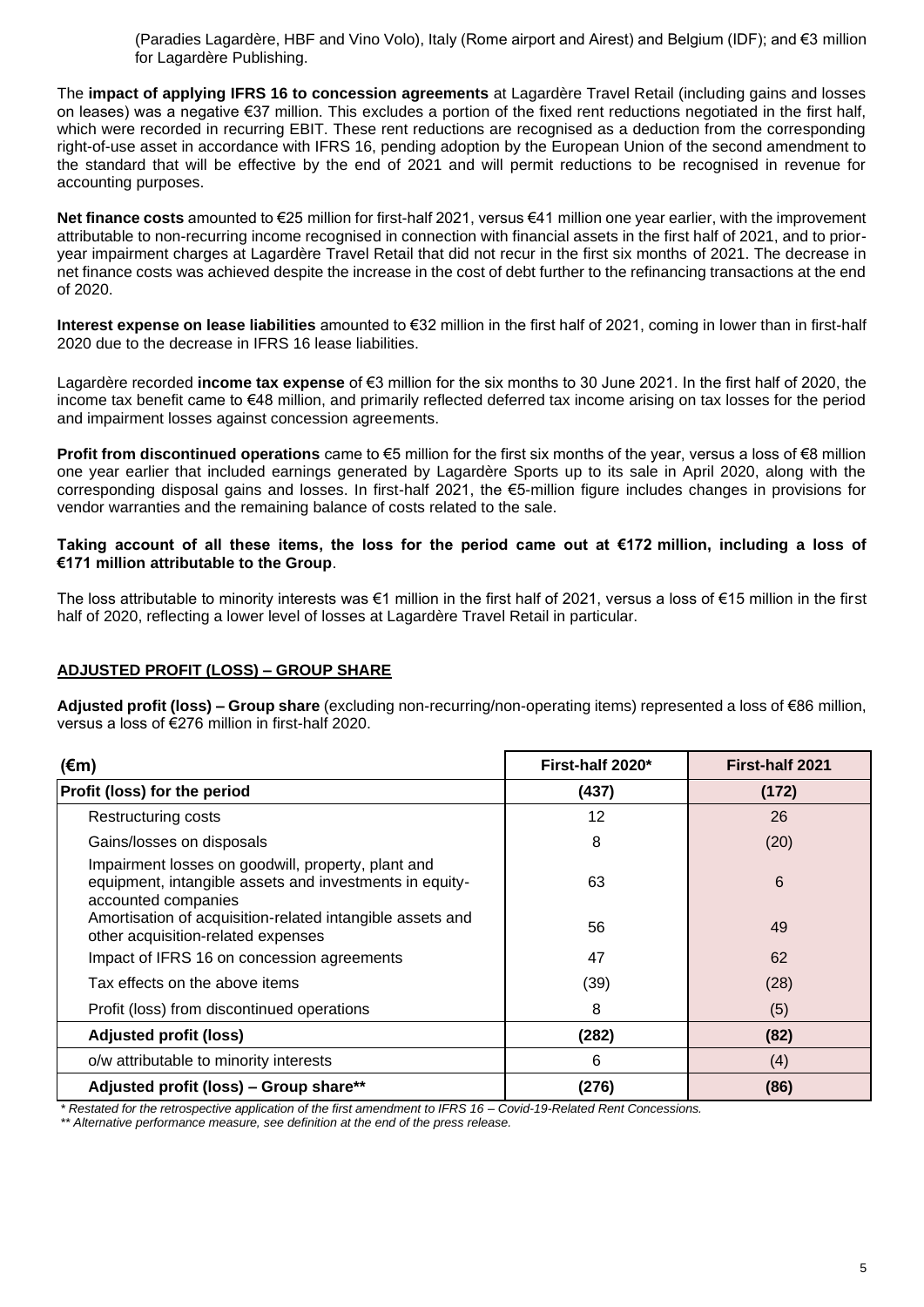(Paradies Lagardère, HBF and Vino Volo), Italy (Rome airport and Airest) and Belgium (IDF); and €3 million for Lagardère Publishing.

The **impact of applying IFRS 16 to concession agreements** at Lagardère Travel Retail (including gains and losses on leases) was a negative €37 million. This excludes a portion of the fixed rent reductions negotiated in the first half, which were recorded in recurring EBIT. These rent reductions are recognised as a deduction from the corresponding right-of-use asset in accordance with IFRS 16, pending adoption by the European Union of the second amendment to the standard that will be effective by the end of 2021 and will permit reductions to be recognised in revenue for accounting purposes.

**Net finance costs** amounted to €25 million for first-half 2021, versus €41 million one year earlier, with the improvement attributable to non-recurring income recognised in connection with financial assets in the first half of 2021, and to prior-year impairment charges at Lagardère Travel Retail that did not recur in the first six months of 2021. The decrease in net finance costs was achieved despite the increase in the cost of debt further to the refinancing transactions at the end of 2020.

**Interest expense on lease liabilities** amounted to €32 million in the first half of 2021, coming in lower than in first-half 2020 due to the decrease in IFRS 16 lease liabilities.

Lagardère recorded **income tax expense** of €3 million for the six months to 30 June 2021. In the first half of 2020, the income tax benefit came to €48 million, and primarily reflected deferred tax income arising on tax losses for the period and impairment losses against concession agreements.

**Profit from discontinued operations** came to €5 million for the first six months of the year, versus a loss of €8 million one year earlier that included earnings generated by Lagardère Sports up to its sale in April 2020, along with the corresponding disposal gains and losses. In first-half 2021, the €5-million figure includes changes in provisions for vendor warranties and the remaining balance of costs related to the sale.

**Taking account of all these items, the loss for the period came out at €172 million, including a loss of €171 million attributable to the Group**.

The loss attributable to minority interests was €1 million in the first half of 2021, versus a loss of €15 million in the first half of 2020, reflecting a lower level of losses at Lagardère Travel Retail in particular.

## ADJUSTED PROFIT (LOSS) – GROUP SHARE

**Adjusted profit (loss) – Group share** (excluding non-recurring/non-operating items) represented a loss of €86 million, versus a loss of €276 million in first-half 2020.

| (€m) | First-half 2020* | First-half 2021 |
|---|---|---|
| **Profit (loss) for the period** | **(437)** | **(172)** |
| Restructuring costs | 12 | 26 |
| Gains/losses on disposals | 8 | (20) |
| Impairment losses on goodwill, property, plant and equipment, intangible assets and investments in equity-accounted companies | 63 | 6 |
| Amortisation of acquisition-related intangible assets and other acquisition-related expenses | 56 | 49 |
| Impact of IFRS 16 on concession agreements | 47 | 62 |
| Tax effects on the above items | (39) | (28) |
| Profit (loss) from discontinued operations | 8 | (5) |
| **Adjusted profit (loss)** | **(282)** | **(82)** |
| o/w attributable to minority interests | 6 | (4) |
| **Adjusted profit (loss) – Group share**** | **(276)** | **(86)** |

*\* Restated for the retrospective application of the first amendment to IFRS 16 – Covid-19-Related Rent Concessions.*

*\*\* Alternative performance measure, see definition at the end of the press release.*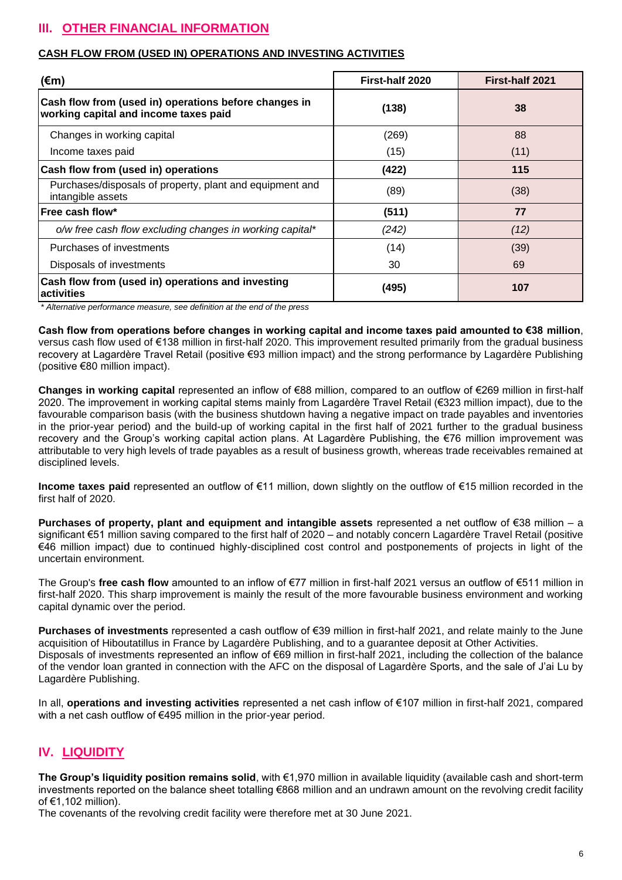## III. OTHER FINANCIAL INFORMATION

### CASH FLOW FROM (USED IN) OPERATIONS AND INVESTING ACTIVITIES

| (€m) | First-half 2020 | First-half 2021 |
|---|---|---|
| **Cash flow from (used in) operations before changes in working capital and income taxes paid** | **(138)** | **38** |
| Changes in working capital | (269) | 88 |
| Income taxes paid | (15) | (11) |
| **Cash flow from (used in) operations** | **(422)** | **115** |
| Purchases/disposals of property, plant and equipment and intangible assets | (89) | (38) |
| **Free cash flow*** | **(511)** | **77** |
| *o/w free cash flow excluding changes in working capital** | *(242)* | *(12)* |
| Purchases of investments | (14) | (39) |
| Disposals of investments | 30 | 69 |
| **Cash flow from (used in) operations and investing activities** | **(495)** | **107** |

*\* Alternative performance measure, see definition at the end of the press*

**Cash flow from operations before changes in working capital and income taxes paid amounted to €38 million**, versus cash flow used of €138 million in first-half 2020. This improvement resulted primarily from the gradual business recovery at Lagardère Travel Retail (positive €93 million impact) and the strong performance by Lagardère Publishing (positive €80 million impact).

**Changes in working capital** represented an inflow of €88 million, compared to an outflow of €269 million in first-half 2020. The improvement in working capital stems mainly from Lagardère Travel Retail (€323 million impact), due to the favourable comparison basis (with the business shutdown having a negative impact on trade payables and inventories in the prior-year period) and the build-up of working capital in the first half of 2021 further to the gradual business recovery and the Group's working capital action plans. At Lagardère Publishing, the €76 million improvement was attributable to very high levels of trade payables as a result of business growth, whereas trade receivables remained at disciplined levels.

**Income taxes paid** represented an outflow of €11 million, down slightly on the outflow of €15 million recorded in the first half of 2020.

**Purchases of property, plant and equipment and intangible assets** represented a net outflow of €38 million – a significant €51 million saving compared to the first half of 2020 – and notably concern Lagardère Travel Retail (positive €46 million impact) due to continued highly-disciplined cost control and postponements of projects in light of the uncertain environment.

The Group's **free cash flow** amounted to an inflow of €77 million in first-half 2021 versus an outflow of €511 million in first-half 2020. This sharp improvement is mainly the result of the more favourable business environment and working capital dynamic over the period.

**Purchases of investments** represented a cash outflow of €39 million in first-half 2021, and relate mainly to the June acquisition of Hiboutatillus in France by Lagardère Publishing, and to a guarantee deposit at Other Activities.
Disposals of investments represented an inflow of €69 million in first-half 2021, including the collection of the balance of the vendor loan granted in connection with the AFC on the disposal of Lagardère Sports, and the sale of J'ai Lu by Lagardère Publishing.

In all, **operations and investing activities** represented a net cash inflow of €107 million in first-half 2021, compared with a net cash outflow of €495 million in the prior-year period.

## IV. LIQUIDITY

**The Group's liquidity position remains solid**, with €1,970 million in available liquidity (available cash and short-term investments reported on the balance sheet totalling €868 million and an undrawn amount on the revolving credit facility of €1,102 million).
The covenants of the revolving credit facility were therefore met at 30 June 2021.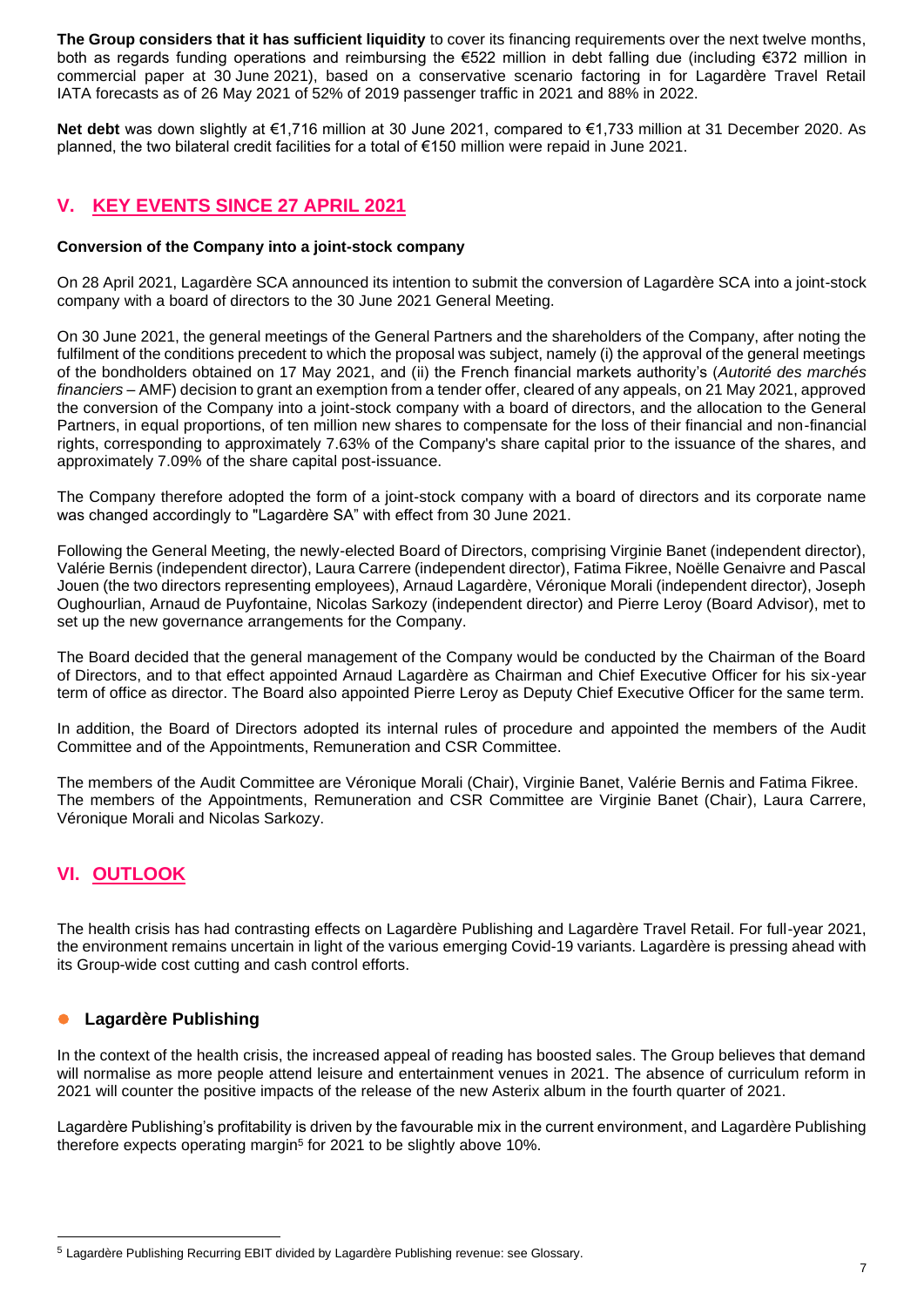**The Group considers that it has sufficient liquidity** to cover its financing requirements over the next twelve months, both as regards funding operations and reimbursing the €522 million in debt falling due (including €372 million in commercial paper at 30 June 2021), based on a conservative scenario factoring in for Lagardère Travel Retail IATA forecasts as of 26 May 2021 of 52% of 2019 passenger traffic in 2021 and 88% in 2022.

**Net debt** was down slightly at €1,716 million at 30 June 2021, compared to €1,733 million at 31 December 2020. As planned, the two bilateral credit facilities for a total of €150 million were repaid in June 2021.

## V. KEY EVENTS SINCE 27 APRIL 2021

**Conversion of the Company into a joint-stock company**

On 28 April 2021, Lagardère SCA announced its intention to submit the conversion of Lagardère SCA into a joint-stock company with a board of directors to the 30 June 2021 General Meeting.

On 30 June 2021, the general meetings of the General Partners and the shareholders of the Company, after noting the fulfilment of the conditions precedent to which the proposal was subject, namely (i) the approval of the general meetings of the bondholders obtained on 17 May 2021, and (ii) the French financial markets authority's (*Autorité des marchés financiers* – AMF) decision to grant an exemption from a tender offer, cleared of any appeals, on 21 May 2021, approved the conversion of the Company into a joint-stock company with a board of directors, and the allocation to the General Partners, in equal proportions, of ten million new shares to compensate for the loss of their financial and non-financial rights, corresponding to approximately 7.63% of the Company's share capital prior to the issuance of the shares, and approximately 7.09% of the share capital post-issuance.

The Company therefore adopted the form of a joint-stock company with a board of directors and its corporate name was changed accordingly to "Lagardère SA" with effect from 30 June 2021.

Following the General Meeting, the newly-elected Board of Directors, comprising Virginie Banet (independent director), Valérie Bernis (independent director), Laura Carrere (independent director), Fatima Fikree, Noëlle Genaivre and Pascal Jouen (the two directors representing employees), Arnaud Lagardère, Véronique Morali (independent director), Joseph Oughourlian, Arnaud de Puyfontaine, Nicolas Sarkozy (independent director) and Pierre Leroy (Board Advisor), met to set up the new governance arrangements for the Company.

The Board decided that the general management of the Company would be conducted by the Chairman of the Board of Directors, and to that effect appointed Arnaud Lagardère as Chairman and Chief Executive Officer for his six-year term of office as director. The Board also appointed Pierre Leroy as Deputy Chief Executive Officer for the same term.

In addition, the Board of Directors adopted its internal rules of procedure and appointed the members of the Audit Committee and of the Appointments, Remuneration and CSR Committee.

The members of the Audit Committee are Véronique Morali (Chair), Virginie Banet, Valérie Bernis and Fatima Fikree. The members of the Appointments, Remuneration and CSR Committee are Virginie Banet (Chair), Laura Carrere, Véronique Morali and Nicolas Sarkozy.

## VI. OUTLOOK

The health crisis has had contrasting effects on Lagardère Publishing and Lagardère Travel Retail. For full-year 2021, the environment remains uncertain in light of the various emerging Covid-19 variants. Lagardère is pressing ahead with its Group-wide cost cutting and cash control efforts.

- **Lagardère Publishing**

In the context of the health crisis, the increased appeal of reading has boosted sales. The Group believes that demand will normalise as more people attend leisure and entertainment venues in 2021. The absence of curriculum reform in 2021 will counter the positive impacts of the release of the new Asterix album in the fourth quarter of 2021.

Lagardère Publishing's profitability is driven by the favourable mix in the current environment, and Lagardère Publishing therefore expects operating margin[5] for 2021 to be slightly above 10%.

[5] Lagardère Publishing Recurring EBIT divided by Lagardère Publishing revenue: see Glossary.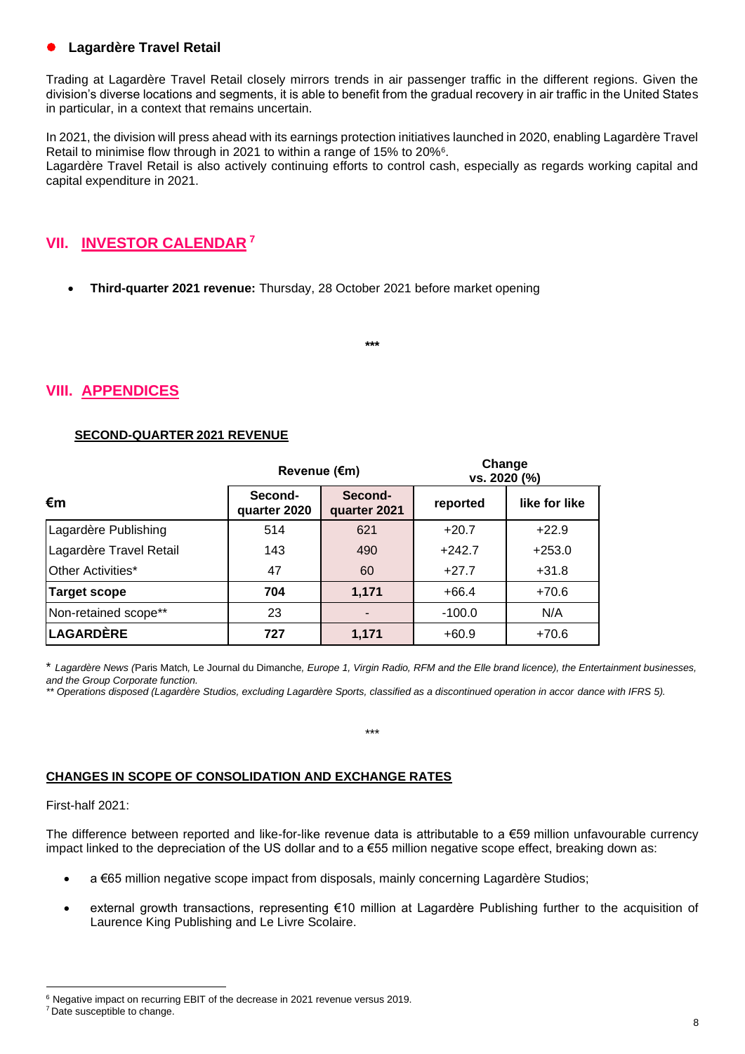- **Lagardère Travel Retail**

Trading at Lagardère Travel Retail closely mirrors trends in air passenger traffic in the different regions. Given the division's diverse locations and segments, it is able to benefit from the gradual recovery in air traffic in the United States in particular, in a context that remains uncertain.

In 2021, the division will press ahead with its earnings protection initiatives launched in 2020, enabling Lagardère Travel Retail to minimise flow through in 2021 to within a range of 15% to 20%[6].

Lagardère Travel Retail is also actively continuing efforts to control cash, especially as regards working capital and capital expenditure in 2021.

## VII. INVESTOR CALENDAR [7]

- **Third-quarter 2021 revenue:** Thursday, 28 October 2021 before market opening

***

## VIII. APPENDICES

**SECOND-QUARTER 2021 REVENUE**

| €m | Revenue (€m) | | Change vs. 2020 (%) | |
|---|---|---|---|---|
| | Second-quarter 2020 | Second-quarter 2021 | reported | like for like |
| Lagardère Publishing | 514 | 621 | +20.7 | +22.9 |
| Lagardère Travel Retail | 143 | 490 | +242.7 | +253.0 |
| Other Activities* | 47 | 60 | +27.7 | +31.8 |
| **Target scope** | **704** | **1,171** | +66.4 | +70.6 |
| Non-retained scope** | 23 | - | -100.0 | N/A |
| **LAGARDÈRE** | **727** | **1,171** | +60.9 | +70.6 |

\* *Lagardère News (*Paris Match*,* Le Journal du Dimanche*, Europe 1, Virgin Radio, RFM and the Elle brand licence), the Entertainment businesses, and the Group Corporate function.*

*** Operations disposed (Lagardère Studios, excluding Lagardère Sports, classified as a discontinued operation in accor dance with IFRS 5).*

***

**CHANGES IN SCOPE OF CONSOLIDATION AND EXCHANGE RATES**

First-half 2021:

The difference between reported and like-for-like revenue data is attributable to a €59 million unfavourable currency impact linked to the depreciation of the US dollar and to a €55 million negative scope effect, breaking down as:

- a €65 million negative scope impact from disposals, mainly concerning Lagardère Studios;
- external growth transactions, representing €10 million at Lagardère Publishing further to the acquisition of Laurence King Publishing and Le Livre Scolaire.

---

[6] Negative impact on recurring EBIT of the decrease in 2021 revenue versus 2019.

[7] Date susceptible to change.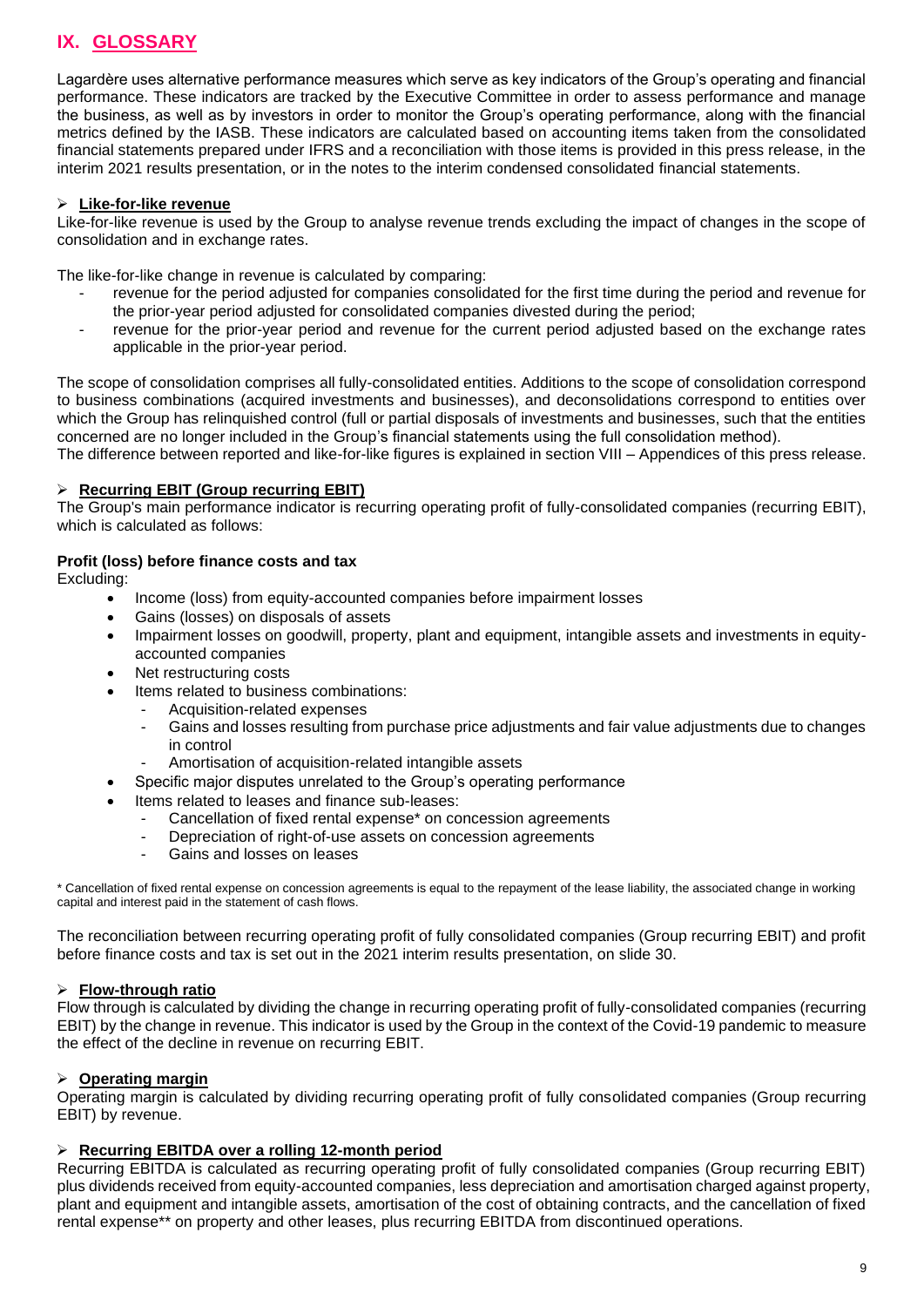# IX. GLOSSARY

Lagardère uses alternative performance measures which serve as key indicators of the Group's operating and financial performance. These indicators are tracked by the Executive Committee in order to assess performance and manage the business, as well as by investors in order to monitor the Group's operating performance, along with the financial metrics defined by the IASB. These indicators are calculated based on accounting items taken from the consolidated financial statements prepared under IFRS and a reconciliation with those items is provided in this press release, in the interim 2021 results presentation, or in the notes to the interim condensed consolidated financial statements.

## Like-for-like revenue

Like-for-like revenue is used by the Group to analyse revenue trends excluding the impact of changes in the scope of consolidation and in exchange rates.

The like-for-like change in revenue is calculated by comparing:

- revenue for the period adjusted for companies consolidated for the first time during the period and revenue for the prior-year period adjusted for consolidated companies divested during the period;
- revenue for the prior-year period and revenue for the current period adjusted based on the exchange rates applicable in the prior-year period.

The scope of consolidation comprises all fully-consolidated entities. Additions to the scope of consolidation correspond to business combinations (acquired investments and businesses), and deconsolidations correspond to entities over which the Group has relinquished control (full or partial disposals of investments and businesses, such that the entities concerned are no longer included in the Group's financial statements using the full consolidation method).
The difference between reported and like-for-like figures is explained in section VIII – Appendices of this press release.

## Recurring EBIT (Group recurring EBIT)

The Group's main performance indicator is recurring operating profit of fully-consolidated companies (recurring EBIT), which is calculated as follows:

**Profit (loss) before finance costs and tax**
Excluding:

- Income (loss) from equity-accounted companies before impairment losses
- Gains (losses) on disposals of assets
- Impairment losses on goodwill, property, plant and equipment, intangible assets and investments in equity-accounted companies
- Net restructuring costs
- Items related to business combinations:
  - Acquisition-related expenses
  - Gains and losses resulting from purchase price adjustments and fair value adjustments due to changes in control
  - Amortisation of acquisition-related intangible assets
- Specific major disputes unrelated to the Group's operating performance
- Items related to leases and finance sub-leases:
  - Cancellation of fixed rental expense* on concession agreements
  - Depreciation of right-of-use assets on concession agreements
  - Gains and losses on leases

\* Cancellation of fixed rental expense on concession agreements is equal to the repayment of the lease liability, the associated change in working capital and interest paid in the statement of cash flows.

The reconciliation between recurring operating profit of fully consolidated companies (Group recurring EBIT) and profit before finance costs and tax is set out in the 2021 interim results presentation, on slide 30.

## Flow-through ratio

Flow through is calculated by dividing the change in recurring operating profit of fully-consolidated companies (recurring EBIT) by the change in revenue. This indicator is used by the Group in the context of the Covid-19 pandemic to measure the effect of the decline in revenue on recurring EBIT.

## Operating margin

Operating margin is calculated by dividing recurring operating profit of fully consolidated companies (Group recurring EBIT) by revenue.

## Recurring EBITDA over a rolling 12-month period

Recurring EBITDA is calculated as recurring operating profit of fully consolidated companies (Group recurring EBIT) plus dividends received from equity-accounted companies, less depreciation and amortisation charged against property, plant and equipment and intangible assets, amortisation of the cost of obtaining contracts, and the cancellation of fixed rental expense** on property and other leases, plus recurring EBITDA from discontinued operations.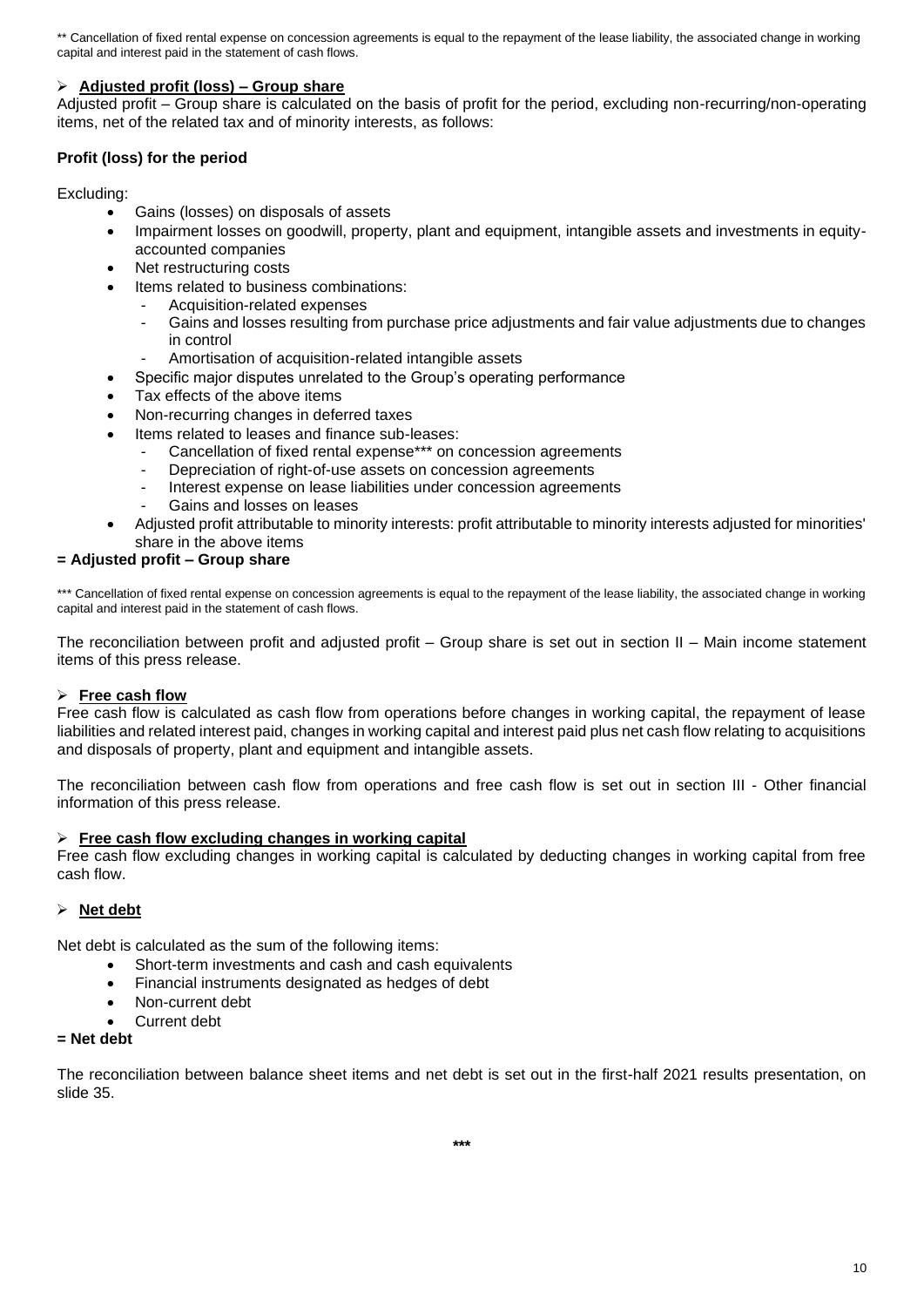** Cancellation of fixed rental expense on concession agreements is equal to the repayment of the lease liability, the associated change in working capital and interest paid in the statement of cash flows.

➢ **Adjusted profit (loss) – Group share**

Adjusted profit – Group share is calculated on the basis of profit for the period, excluding non-recurring/non-operating items, net of the related tax and of minority interests, as follows:

**Profit (loss) for the period**

Excluding:

- Gains (losses) on disposals of assets
- Impairment losses on goodwill, property, plant and equipment, intangible assets and investments in equity-accounted companies
- Net restructuring costs
- Items related to business combinations:
  - Acquisition-related expenses
  - Gains and losses resulting from purchase price adjustments and fair value adjustments due to changes in control
  - Amortisation of acquisition-related intangible assets
- Specific major disputes unrelated to the Group's operating performance
- Tax effects of the above items
- Non-recurring changes in deferred taxes
- Items related to leases and finance sub-leases:
  - Cancellation of fixed rental expense*** on concession agreements
  - Depreciation of right-of-use assets on concession agreements
  - Interest expense on lease liabilities under concession agreements
  - Gains and losses on leases
- Adjusted profit attributable to minority interests: profit attributable to minority interests adjusted for minorities' share in the above items

**= Adjusted profit – Group share**

*** Cancellation of fixed rental expense on concession agreements is equal to the repayment of the lease liability, the associated change in working capital and interest paid in the statement of cash flows.

The reconciliation between profit and adjusted profit – Group share is set out in section II – Main income statement items of this press release.

➢ **Free cash flow**

Free cash flow is calculated as cash flow from operations before changes in working capital, the repayment of lease liabilities and related interest paid, changes in working capital and interest paid plus net cash flow relating to acquisitions and disposals of property, plant and equipment and intangible assets.

The reconciliation between cash flow from operations and free cash flow is set out in section III - Other financial information of this press release.

➢ **Free cash flow excluding changes in working capital**

Free cash flow excluding changes in working capital is calculated by deducting changes in working capital from free cash flow.

➢ **Net debt**

Net debt is calculated as the sum of the following items:

- Short-term investments and cash and cash equivalents
- Financial instruments designated as hedges of debt
- Non-current debt
- Current debt

**= Net debt**

The reconciliation between balance sheet items and net debt is set out in the first-half 2021 results presentation, on slide 35.

***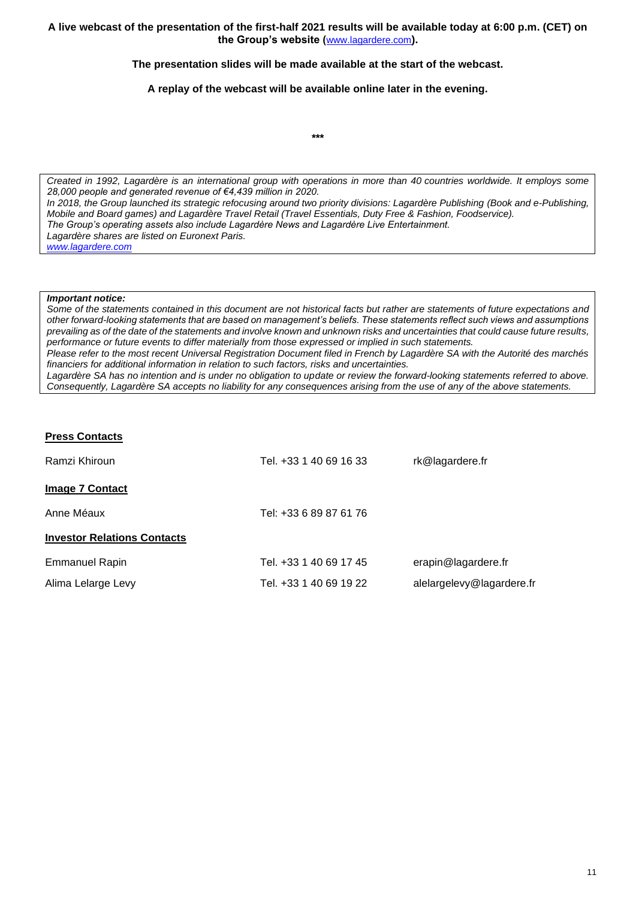**A live webcast of the presentation of the first-half 2021 results will be available today at 6:00 p.m. (CET) on the Group's website (www.lagardere.com).**

**The presentation slides will be made available at the start of the webcast.**

**A replay of the webcast will be available online later in the evening.**

***

*Created in 1992, Lagardère is an international group with operations in more than 40 countries worldwide. It employs some 28,000 people and generated revenue of €4,439 million in 2020.*
*In 2018, the Group launched its strategic refocusing around two priority divisions: Lagardère Publishing (Book and e-Publishing, Mobile and Board games) and Lagardère Travel Retail (Travel Essentials, Duty Free & Fashion, Foodservice).*
*The Group's operating assets also include Lagardère News and Lagardère Live Entertainment.*
*Lagardère shares are listed on Euronext Paris.*
*www.lagardere.com*

***Important notice:***
*Some of the statements contained in this document are not historical facts but rather are statements of future expectations and other forward-looking statements that are based on management's beliefs. These statements reflect such views and assumptions prevailing as of the date of the statements and involve known and unknown risks and uncertainties that could cause future results, performance or future events to differ materially from those expressed or implied in such statements.*
*Please refer to the most recent Universal Registration Document filed in French by Lagardère SA with the Autorité des marchés financiers for additional information in relation to such factors, risks and uncertainties.*
*Lagardère SA has no intention and is under no obligation to update or review the forward-looking statements referred to above. Consequently, Lagardère SA accepts no liability for any consequences arising from the use of any of the above statements.*

**Press Contacts**

| | | |
|---|---|---|
| Ramzi Khiroun | Tel. +33 1 40 69 16 33 | rk@lagardere.fr |

**Image 7 Contact**

| | | |
|---|---|---|
| Anne Méaux | Tel: +33 6 89 87 61 76 | |

**Investor Relations Contacts**

| | | |
|---|---|---|
| Emmanuel Rapin | Tel. +33 1 40 69 17 45 | erapin@lagardere.fr |
| Alima Lelarge Levy | Tel. +33 1 40 69 19 22 | alelargelevy@lagardere.fr |